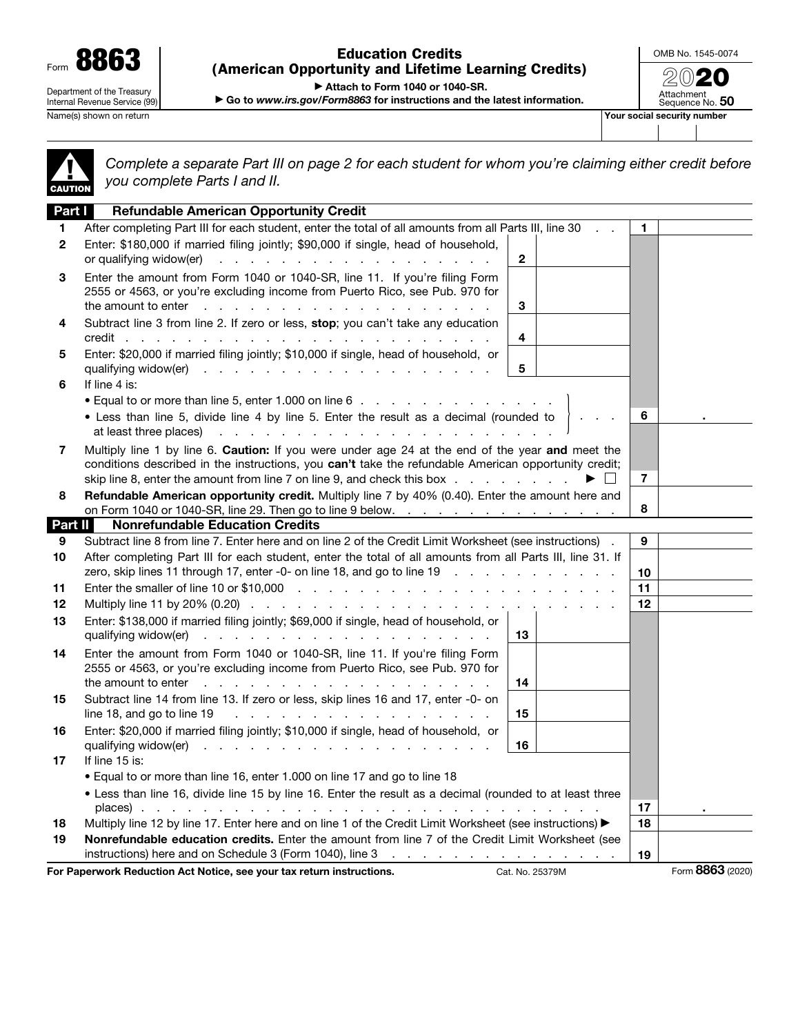Form **8863**

Department of the Treasury
Internal Revenue Service (99)

# Education Credits (American Opportunity and Lifetime Learning Credits)

▶ Attach to Form 1040 or 1040-SR.

▶ Go to *www.irs.gov/Form8863* for instructions and the latest information.

OMB No. 1545-0074

**2020**

Attachment Sequence No. **50**

Name(s) shown on return | Your social security number

**CAUTION** *Complete a separate Part III on page 2 for each student for whom you're claiming either credit before you complete Parts I and II.*

## Part I Refundable American Opportunity Credit

| | | | | | |
|---|---|---|---|---|---|
| **1** | After completing Part III for each student, enter the total of all amounts from all Parts III, line 30 | | | **1** | |
| **2** | Enter: $180,000 if married filing jointly; $90,000 if single, head of household, or qualifying widow(er) | **2** | | | |
| **3** | Enter the amount from Form 1040 or 1040-SR, line 11. If you're filing Form 2555 or 4563, or you're excluding income from Puerto Rico, see Pub. 970 for the amount to enter | **3** | | | |
| **4** | Subtract line 3 from line 2. If zero or less, **stop**; you can't take any education credit | **4** | | | |
| **5** | Enter: $20,000 if married filing jointly; $10,000 if single, head of household, or qualifying widow(er) | **5** | | | |
| **6** | If line 4 is:<br>• Equal to or more than line 5, enter 1.000 on line 6<br>• Less than line 5, divide line 4 by line 5. Enter the result as a decimal (rounded to at least three places) | | | **6** | . |
| **7** | Multiply line 1 by line 6. **Caution:** If you were under age 24 at the end of the year **and** meet the conditions described in the instructions, you **can't** take the refundable American opportunity credit; skip line 8, enter the amount from line 7 on line 9, and check this box ▶ ☐ | | | **7** | |
| **8** | **Refundable American opportunity credit.** Multiply line 7 by 40% (0.40). Enter the amount here and on Form 1040 or 1040-SR, line 29. Then go to line 9 below. | | | **8** | |

## Part II Nonrefundable Education Credits

| | | | | | |
|---|---|---|---|---|---|
| **9** | Subtract line 8 from line 7. Enter here and on line 2 of the Credit Limit Worksheet (see instructions) | | | **9** | |
| **10** | After completing Part III for each student, enter the total of all amounts from all Parts III, line 31. If zero, skip lines 11 through 17, enter -0- on line 18, and go to line 19 | | | **10** | |
| **11** | Enter the smaller of line 10 or $10,000 | | | **11** | |
| **12** | Multiply line 11 by 20% (0.20) | | | **12** | |
| **13** | Enter: $138,000 if married filing jointly; $69,000 if single, head of household, or qualifying widow(er) | **13** | | | |
| **14** | Enter the amount from Form 1040 or 1040-SR, line 11. If you're filing Form 2555 or 4563, or you're excluding income from Puerto Rico, see Pub. 970 for the amount to enter | **14** | | | |
| **15** | Subtract line 14 from line 13. If zero or less, skip lines 16 and 17, enter -0- on line 18, and go to line 19 | **15** | | | |
| **16** | Enter: $20,000 if married filing jointly; $10,000 if single, head of household, or qualifying widow(er) | **16** | | | |
| **17** | If line 15 is:<br>• Equal to or more than line 16, enter 1.000 on line 17 and go to line 18<br>• Less than line 16, divide line 15 by line 16. Enter the result as a decimal (rounded to at least three places) | | | **17** | . |
| **18** | Multiply line 12 by line 17. Enter here and on line 1 of the Credit Limit Worksheet (see instructions) ▶ | | | **18** | |
| **19** | **Nonrefundable education credits.** Enter the amount from line 7 of the Credit Limit Worksheet (see instructions) here and on Schedule 3 (Form 1040), line 3 | | | **19** | |

**For Paperwork Reduction Act Notice, see your tax return instructions.** Cat. No. 25379M Form **8863** (2020)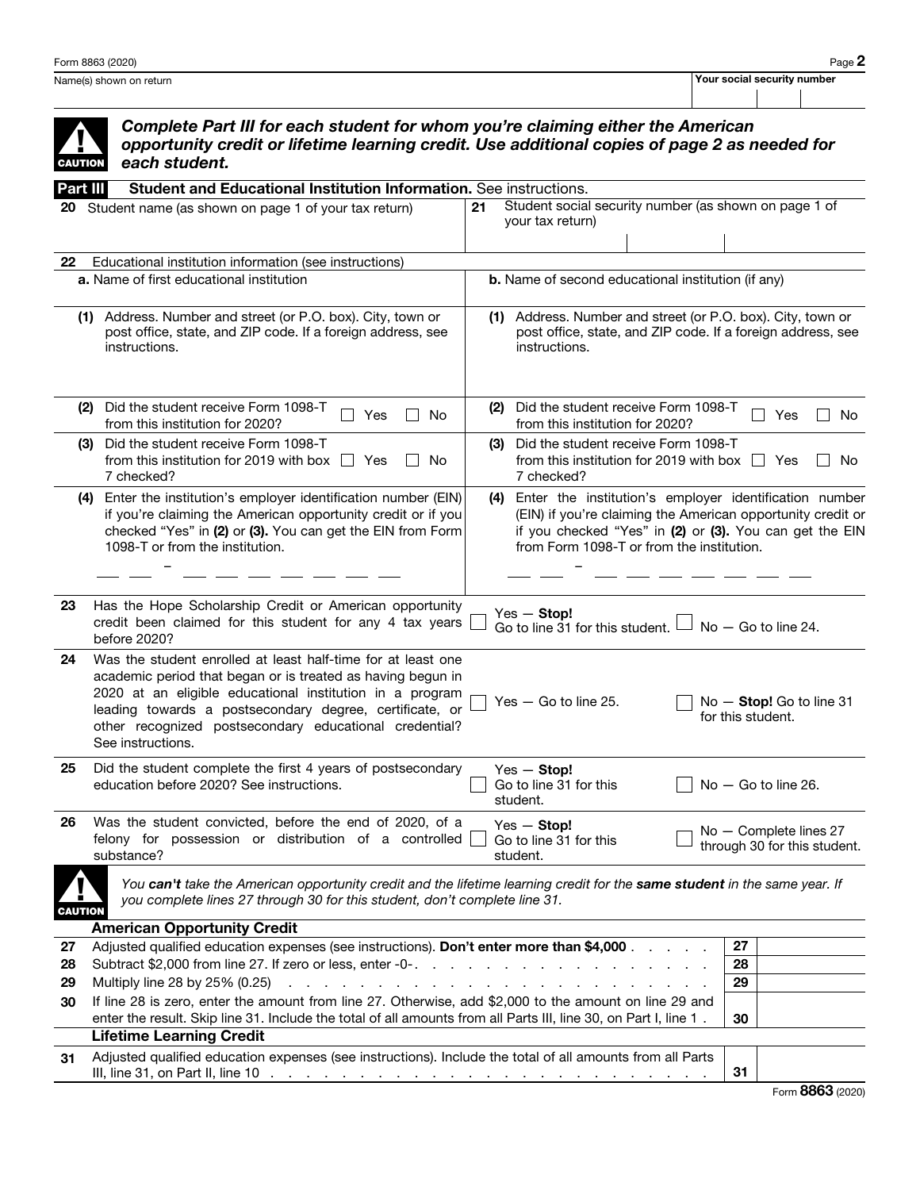Name(s) shown on return | Your social security number

**CAUTION** *Complete Part III for each student for whom you're claiming either the American opportunity credit or lifetime learning credit. Use additional copies of page 2 as needed for each student.*

## Part III Student and Educational Institution Information. See instructions.

**20** Student name (as shown on page 1 of your tax return)

**21** Student social security number (as shown on page 1 of your tax return)

**22** Educational institution information (see instructions)

| a. Name of first educational institution | b. Name of second educational institution (if any) |
|---|---|
| **(1)** Address. Number and street (or P.O. box). City, town or post office, state, and ZIP code. If a foreign address, see instructions. | **(1)** Address. Number and street (or P.O. box). City, town or post office, state, and ZIP code. If a foreign address, see instructions. |
| **(2)** Did the student receive Form 1098-T from this institution for 2020? ☐ Yes ☐ No | **(2)** Did the student receive Form 1098-T from this institution for 2020? ☐ Yes ☐ No |
| **(3)** Did the student receive Form 1098-T from this institution for 2019 with box 7 checked? ☐ Yes ☐ No | **(3)** Did the student receive Form 1098-T from this institution for 2019 with box 7 checked? ☐ Yes ☐ No |
| **(4)** Enter the institution's employer identification number (EIN) if you're claiming the American opportunity credit or if you checked "Yes" in **(2)** or **(3).** You can get the EIN from Form 1098-T or from the institution. | **(4)** Enter the institution's employer identification number (EIN) if you're claiming the American opportunity credit or if you checked "Yes" in **(2)** or **(3).** You can get the EIN from Form 1098-T or from the institution. |

| | | | |
|---|---|---|---|
| **23** | Has the Hope Scholarship Credit or American opportunity credit been claimed for this student for any 4 tax years before 2020? | ☐ Yes — **Stop!** Go to line 31 for this student. | ☐ No — Go to line 24. |
| **24** | Was the student enrolled at least half-time for at least one academic period that began or is treated as having begun in 2020 at an eligible educational institution in a program leading towards a postsecondary degree, certificate, or other recognized postsecondary educational credential? See instructions. | ☐ Yes — Go to line 25. | ☐ No — **Stop!** Go to line 31 for this student. |
| **25** | Did the student complete the first 4 years of postsecondary education before 2020? See instructions. | ☐ Yes — **Stop!** Go to line 31 for this student. | ☐ No — Go to line 26. |
| **26** | Was the student convicted, before the end of 2020, of a felony for possession or distribution of a controlled substance? | ☐ Yes — **Stop!** Go to line 31 for this student. | ☐ No — Complete lines 27 through 30 for this student. |

**CAUTION** *You **can't** take the American opportunity credit and the lifetime learning credit for the **same student** in the same year. If you complete lines 27 through 30 for this student, don't complete line 31.*

### American Opportunity Credit

| | | | |
|---|---|---|---|
| **27** | Adjusted qualified education expenses (see instructions). **Don't enter more than $4,000** | 27 | |
| **28** | Subtract $2,000 from line 27. If zero or less, enter -0- | 28 | |
| **29** | Multiply line 28 by 25% (0.25) | 29 | |
| **30** | If line 28 is zero, enter the amount from line 27. Otherwise, add $2,000 to the amount on line 29 and enter the result. Skip line 31. Include the total of all amounts from all Parts III, line 30, on Part I, line 1 | 30 | |

### Lifetime Learning Credit

| | | | |
|---|---|---|---|
| **31** | Adjusted qualified education expenses (see instructions). Include the total of all amounts from all Parts III, line 31, on Part II, line 10 | 31 | |

Form **8863** (2020)